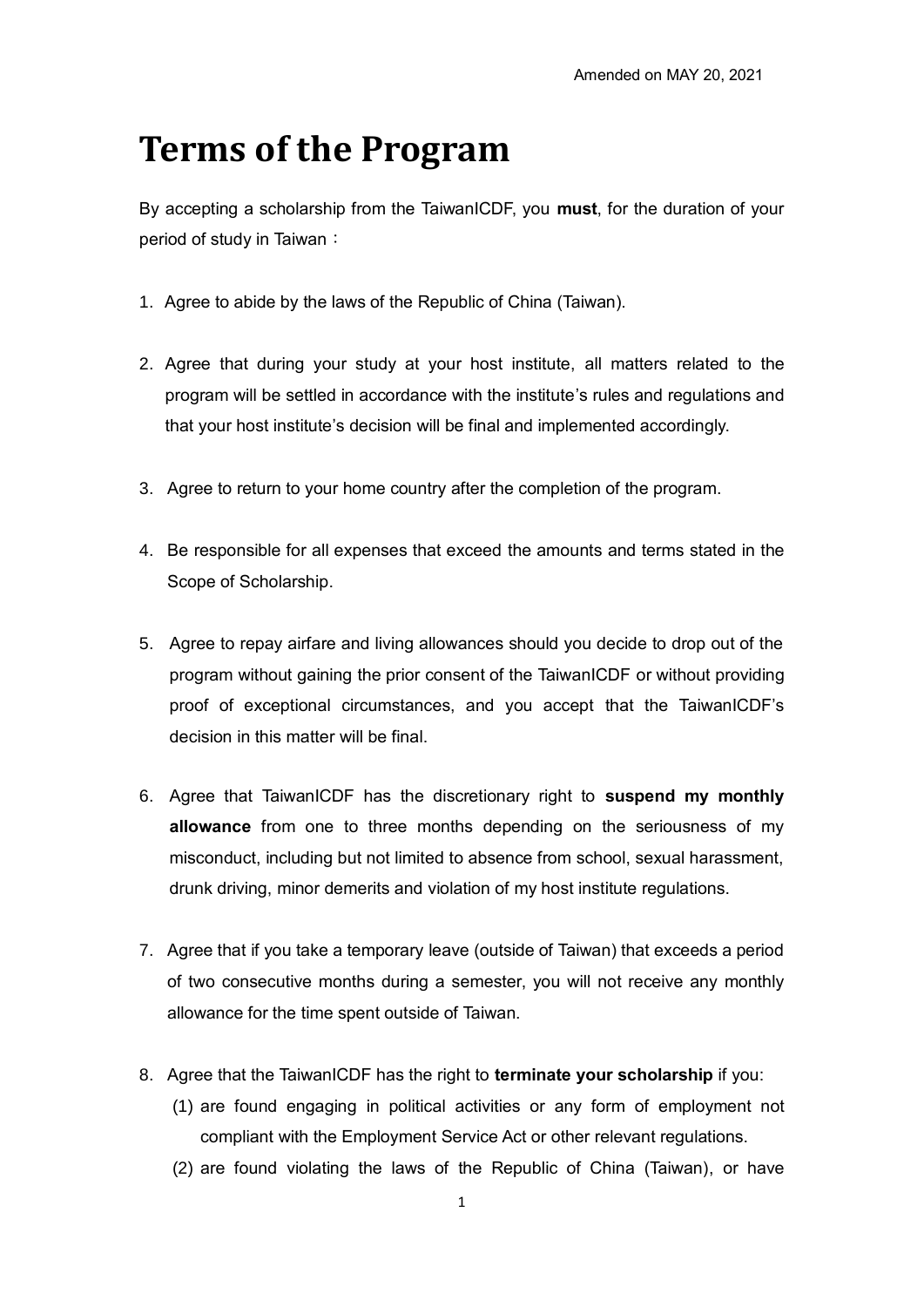Amended on MAY 20, 2021

# Terms of the Program

By accepting a scholarship from the TaiwanICDF, you **must**, for the duration of your period of study in Taiwan：

1. Agree to abide by the laws of the Republic of China (Taiwan).

2. Agree that during your study at your host institute, all matters related to the program will be settled in accordance with the institute's rules and regulations and that your host institute's decision will be final and implemented accordingly.

3. Agree to return to your home country after the completion of the program.

4. Be responsible for all expenses that exceed the amounts and terms stated in the Scope of Scholarship.

5. Agree to repay airfare and living allowances should you decide to drop out of the program without gaining the prior consent of the TaiwanICDF or without providing proof of exceptional circumstances, and you accept that the TaiwanICDF's decision in this matter will be final.

6. Agree that TaiwanICDF has the discretionary right to **suspend my monthly allowance** from one to three months depending on the seriousness of my misconduct, including but not limited to absence from school, sexual harassment, drunk driving, minor demerits and violation of my host institute regulations.

7. Agree that if you take a temporary leave (outside of Taiwan) that exceeds a period of two consecutive months during a semester, you will not receive any monthly allowance for the time spent outside of Taiwan.

8. Agree that the TaiwanICDF has the right to **terminate your scholarship** if you:
   (1) are found engaging in political activities or any form of employment not compliant with the Employment Service Act or other relevant regulations.
   (2) are found violating the laws of the Republic of China (Taiwan), or have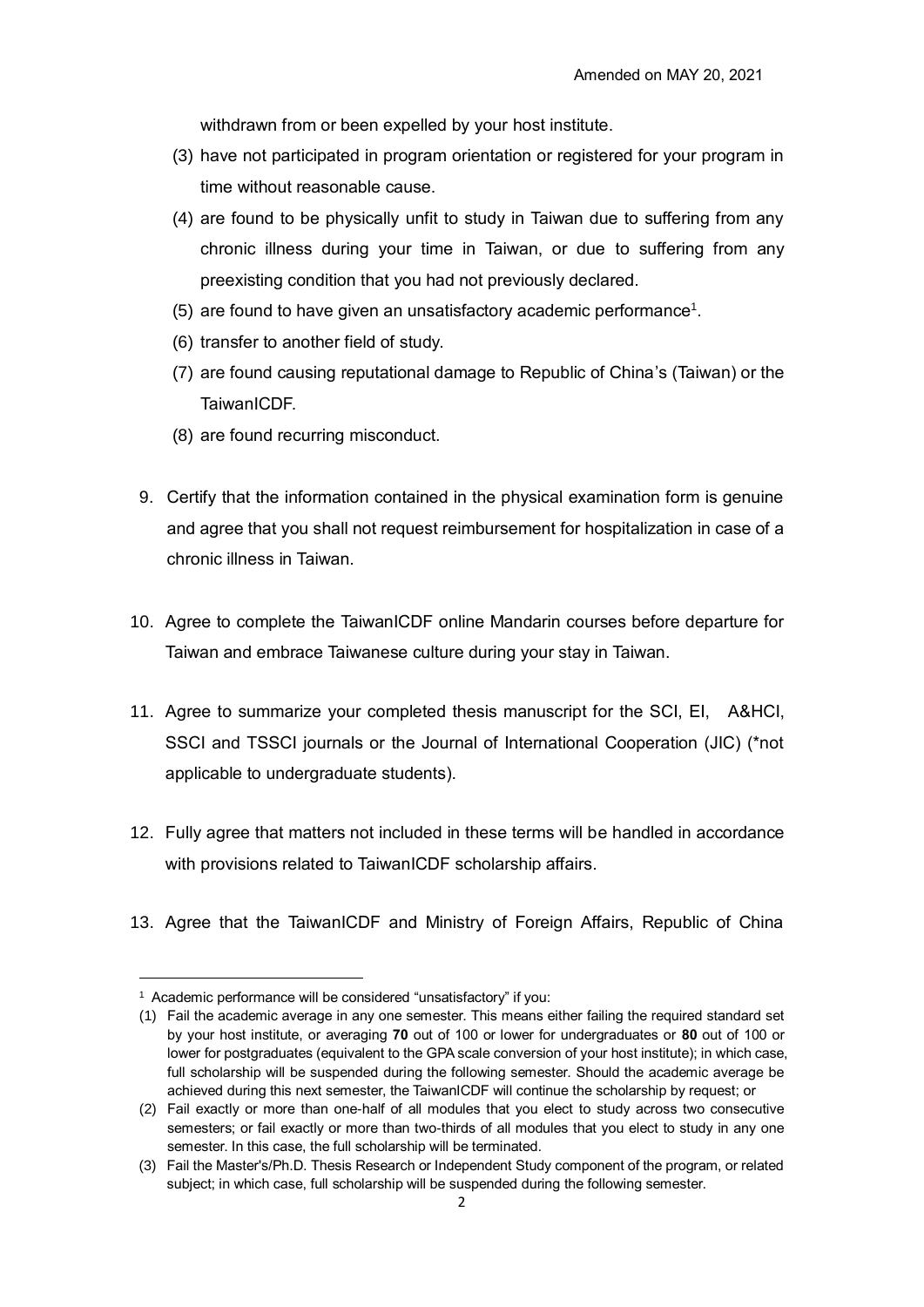withdrawn from or been expelled by your host institute.

(3) have not participated in program orientation or registered for your program in time without reasonable cause.

(4) are found to be physically unfit to study in Taiwan due to suffering from any chronic illness during your time in Taiwan, or due to suffering from any preexisting condition that you had not previously declared.

(5) are found to have given an unsatisfactory academic performance[1].

(6) transfer to another field of study.

(7) are found causing reputational damage to Republic of China's (Taiwan) or the TaiwanICDF.

(8) are found recurring misconduct.

9. Certify that the information contained in the physical examination form is genuine and agree that you shall not request reimbursement for hospitalization in case of a chronic illness in Taiwan.

10. Agree to complete the TaiwanICDF online Mandarin courses before departure for Taiwan and embrace Taiwanese culture during your stay in Taiwan.

11. Agree to summarize your completed thesis manuscript for the SCI, EI, A&HCI, SSCI and TSSCI journals or the Journal of International Cooperation (JIC) (*not applicable to undergraduate students).

12. Fully agree that matters not included in these terms will be handled in accordance with provisions related to TaiwanICDF scholarship affairs.

13. Agree that the TaiwanICDF and Ministry of Foreign Affairs, Republic of China

---

[1] Academic performance will be considered "unsatisfactory" if you:

(1) Fail the academic average in any one semester. This means either failing the required standard set by your host institute, or averaging **70** out of 100 or lower for undergraduates or **80** out of 100 or lower for postgraduates (equivalent to the GPA scale conversion of your host institute); in which case, full scholarship will be suspended during the following semester. Should the academic average be achieved during this next semester, the TaiwanICDF will continue the scholarship by request; or

(2) Fail exactly or more than one-half of all modules that you elect to study across two consecutive semesters; or fail exactly or more than two-thirds of all modules that you elect to study in any one semester. In this case, the full scholarship will be terminated.

(3) Fail the Master's/Ph.D. Thesis Research or Independent Study component of the program, or related subject; in which case, full scholarship will be suspended during the following semester.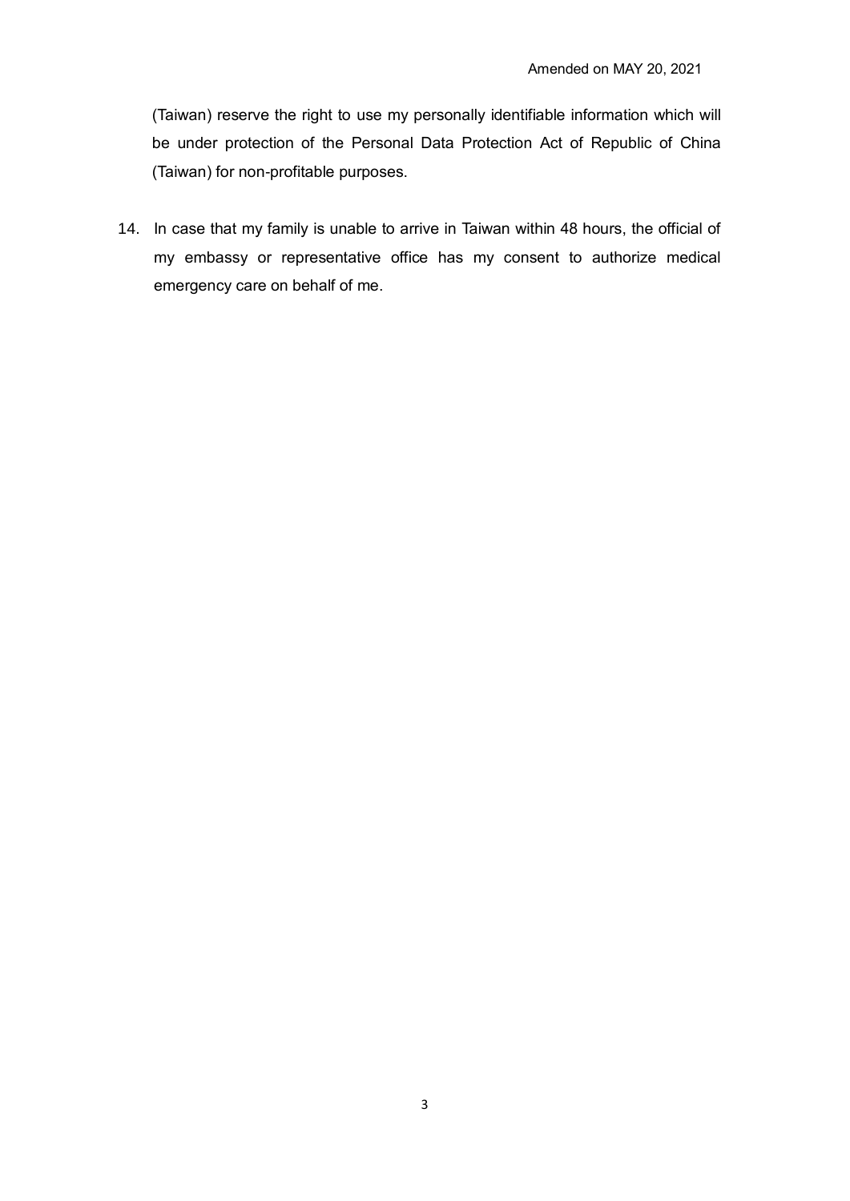Amended on MAY 20, 2021

(Taiwan) reserve the right to use my personally identifiable information which will be under protection of the Personal Data Protection Act of Republic of China (Taiwan) for non-profitable purposes.

14. In case that my family is unable to arrive in Taiwan within 48 hours, the official of my embassy or representative office has my consent to authorize medical emergency care on behalf of me.